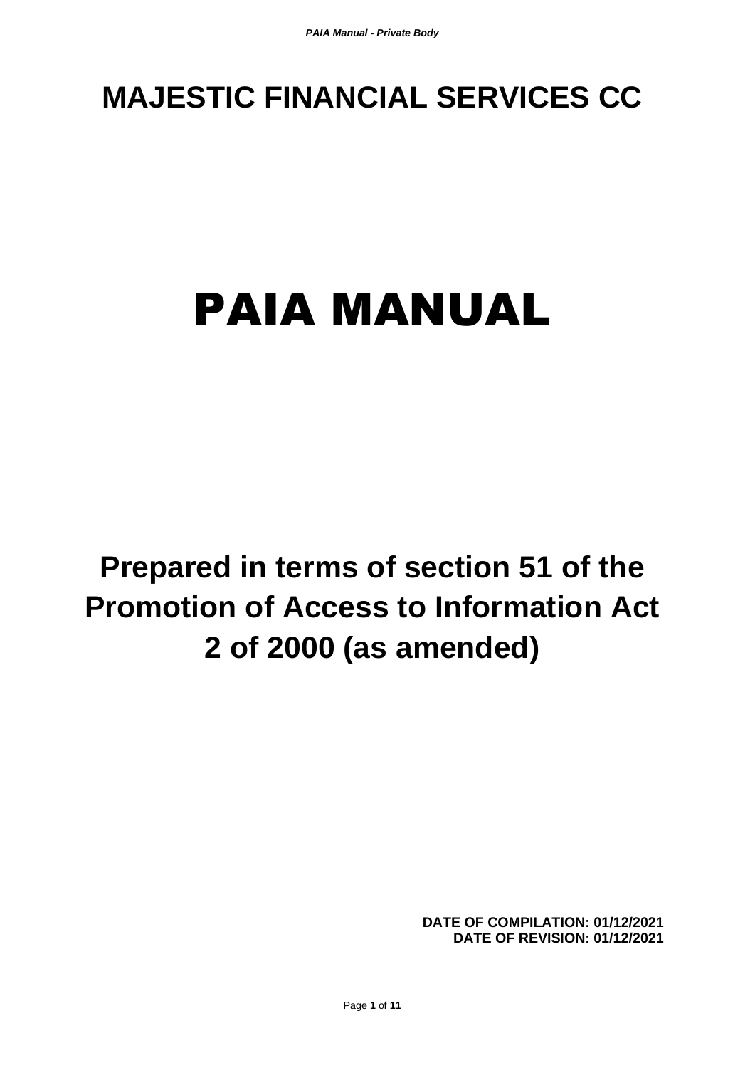# MAJESTIC FINANCIAL SERVICES CC

# PAIA MANUAL

## Prepared in terms of section 51 of the Promotion of Access to Information Act 2 of 2000 (as amended)

**DATE OF COMPILATION: 01/12/2021**
**DATE OF REVISION: 01/12/2021**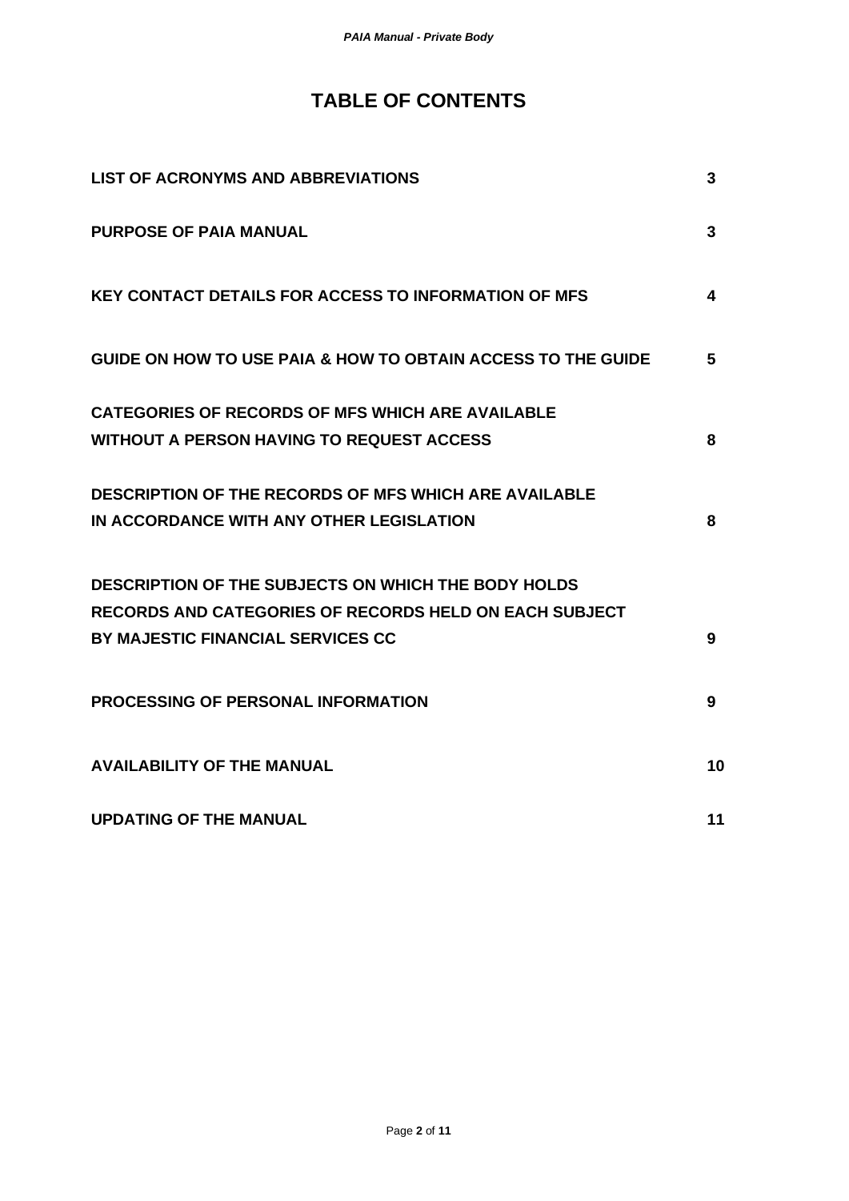# TABLE OF CONTENTS

| | |
|---|---|
| **LIST OF ACRONYMS AND ABBREVIATIONS** | **3** |
| **PURPOSE OF PAIA MANUAL** | **3** |
| **KEY CONTACT DETAILS FOR ACCESS TO INFORMATION OF MFS** | **4** |
| **GUIDE ON HOW TO USE PAIA & HOW TO OBTAIN ACCESS TO THE GUIDE** | **5** |
| **CATEGORIES OF RECORDS OF MFS WHICH ARE AVAILABLE WITHOUT A PERSON HAVING TO REQUEST ACCESS** | **8** |
| **DESCRIPTION OF THE RECORDS OF MFS WHICH ARE AVAILABLE IN ACCORDANCE WITH ANY OTHER LEGISLATION** | **8** |
| **DESCRIPTION OF THE SUBJECTS ON WHICH THE BODY HOLDS RECORDS AND CATEGORIES OF RECORDS HELD ON EACH SUBJECT BY MAJESTIC FINANCIAL SERVICES CC** | **9** |
| **PROCESSING OF PERSONAL INFORMATION** | **9** |
| **AVAILABILITY OF THE MANUAL** | **10** |
| **UPDATING OF THE MANUAL** | **11** |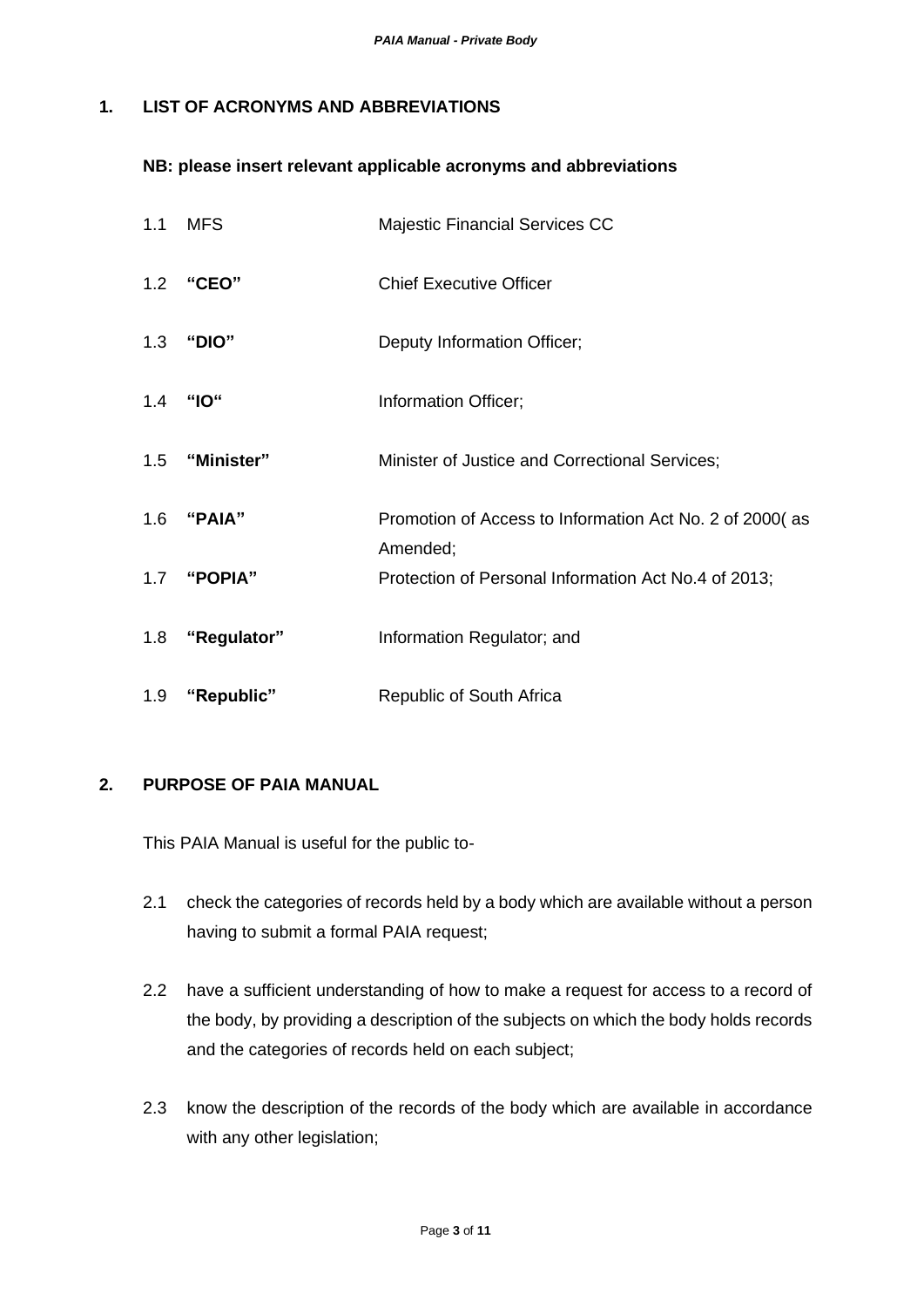## 1. LIST OF ACRONYMS AND ABBREVIATIONS

**NB: please insert relevant applicable acronyms and abbreviations**

| | | |
|---|---|---|
| 1.1 | MFS | Majestic Financial Services CC |
| 1.2 | **"CEO"** | Chief Executive Officer |
| 1.3 | **"DIO"** | Deputy Information Officer; |
| 1.4 | **"IO"** | Information Officer; |
| 1.5 | **"Minister"** | Minister of Justice and Correctional Services; |
| 1.6 | **"PAIA"** | Promotion of Access to Information Act No. 2 of 2000( as Amended; |
| 1.7 | **"POPIA"** | Protection of Personal Information Act No.4 of 2013; |
| 1.8 | **"Regulator"** | Information Regulator; and |
| 1.9 | **"Republic"** | Republic of South Africa |

## 2. PURPOSE OF PAIA MANUAL

This PAIA Manual is useful for the public to-

2.1 check the categories of records held by a body which are available without a person having to submit a formal PAIA request;

2.2 have a sufficient understanding of how to make a request for access to a record of the body, by providing a description of the subjects on which the body holds records and the categories of records held on each subject;

2.3 know the description of the records of the body which are available in accordance with any other legislation;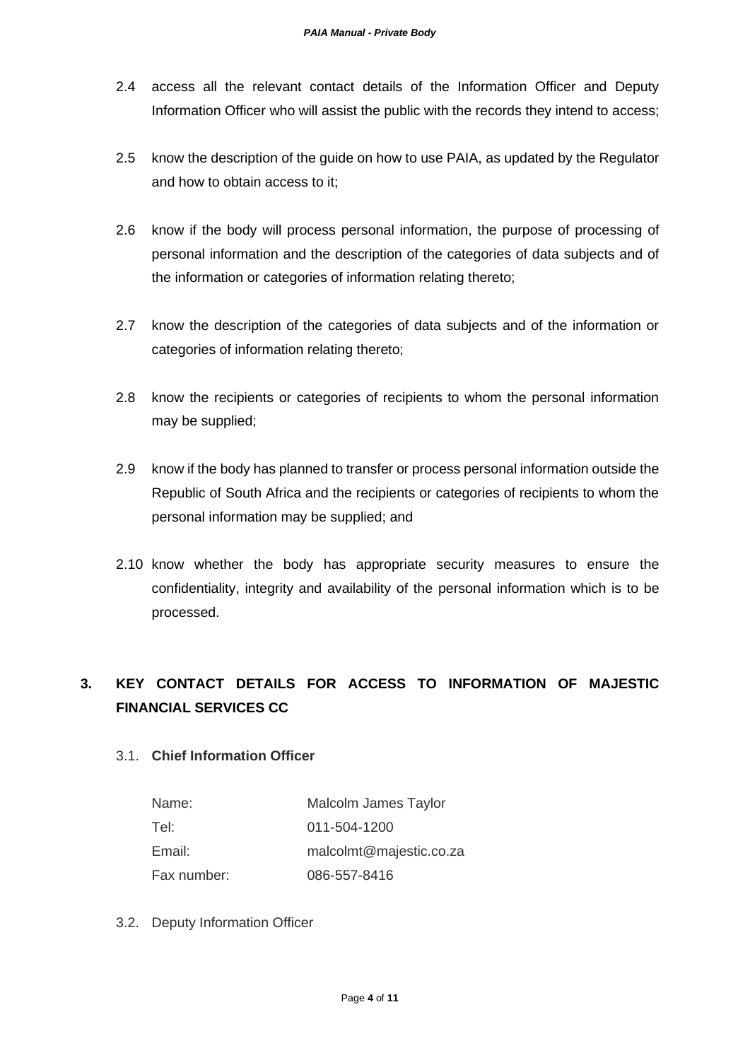2.4 access all the relevant contact details of the Information Officer and Deputy Information Officer who will assist the public with the records they intend to access;

2.5 know the description of the guide on how to use PAIA, as updated by the Regulator and how to obtain access to it;

2.6 know if the body will process personal information, the purpose of processing of personal information and the description of the categories of data subjects and of the information or categories of information relating thereto;

2.7 know the description of the categories of data subjects and of the information or categories of information relating thereto;

2.8 know the recipients or categories of recipients to whom the personal information may be supplied;

2.9 know if the body has planned to transfer or process personal information outside the Republic of South Africa and the recipients or categories of recipients to whom the personal information may be supplied; and

2.10 know whether the body has appropriate security measures to ensure the confidentiality, integrity and availability of the personal information which is to be processed.

## 3. KEY CONTACT DETAILS FOR ACCESS TO INFORMATION OF MAJESTIC FINANCIAL SERVICES CC

### 3.1. **Chief Information Officer**

| | |
|---|---|
| Name: | Malcolm James Taylor |
| Tel: | 011-504-1200 |
| Email: | malcolmt@majestic.co.za |
| Fax number: | 086-557-8416 |

3.2. Deputy Information Officer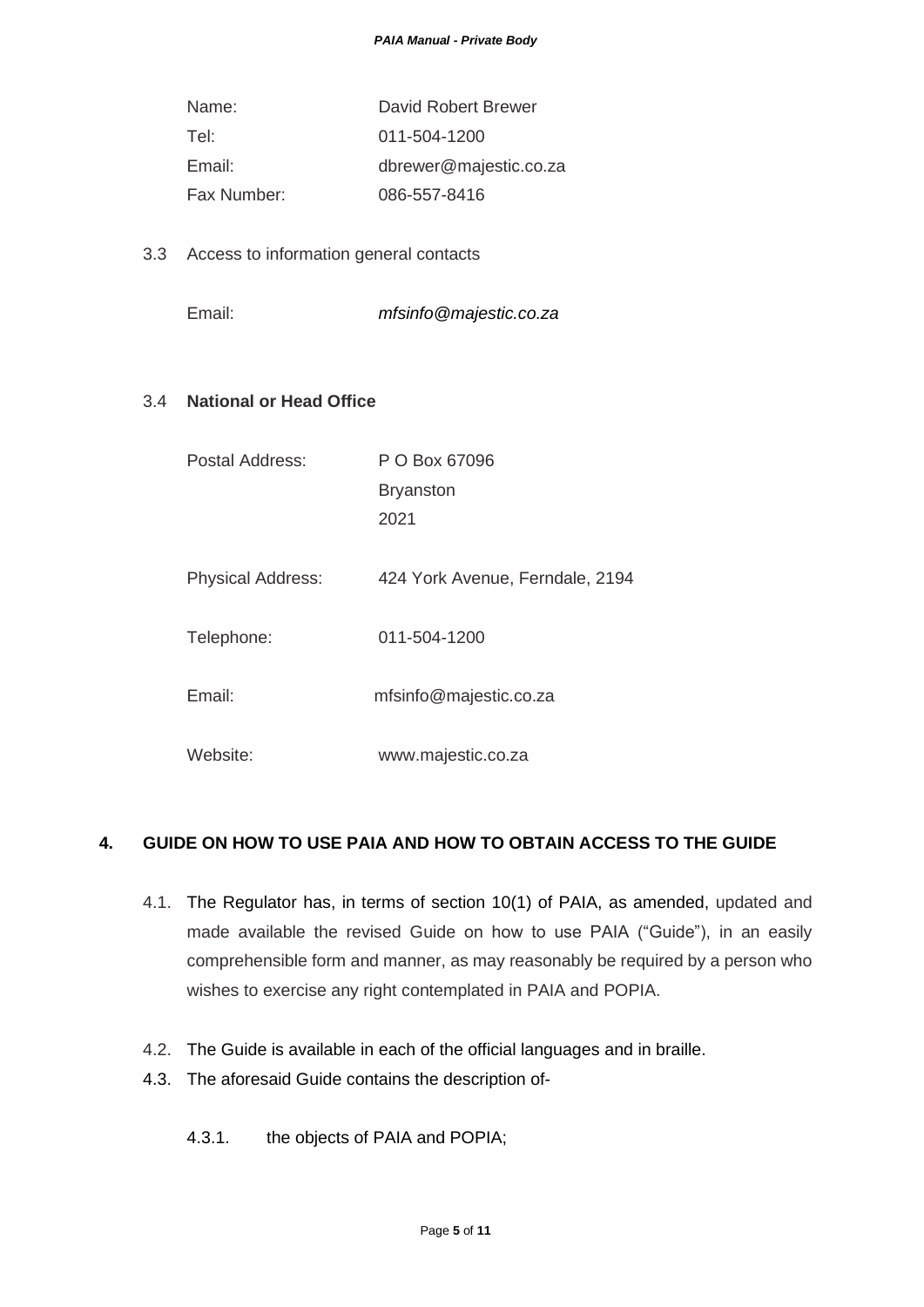| | |
|---|---|
| Name: | David Robert Brewer |
| Tel: | 011-504-1200 |
| Email: | dbrewer@majestic.co.za |
| Fax Number: | 086-557-8416 |

3.3 Access to information general contacts

Email: *mfsinfo@majestic.co.za*

3.4 **National or Head Office**

| | |
|---|---|
| Postal Address: | P O Box 67096<br>Bryanston<br>2021 |
| Physical Address: | 424 York Avenue, Ferndale, 2194 |
| Telephone: | 011-504-1200 |
| Email: | mfsinfo@majestic.co.za |
| Website: | www.majestic.co.za |

## 4. GUIDE ON HOW TO USE PAIA AND HOW TO OBTAIN ACCESS TO THE GUIDE

4.1. The Regulator has, in terms of section 10(1) of PAIA, as amended, updated and made available the revised Guide on how to use PAIA ("Guide"), in an easily comprehensible form and manner, as may reasonably be required by a person who wishes to exercise any right contemplated in PAIA and POPIA.

4.2. The Guide is available in each of the official languages and in braille.

4.3. The aforesaid Guide contains the description of-

4.3.1. the objects of PAIA and POPIA;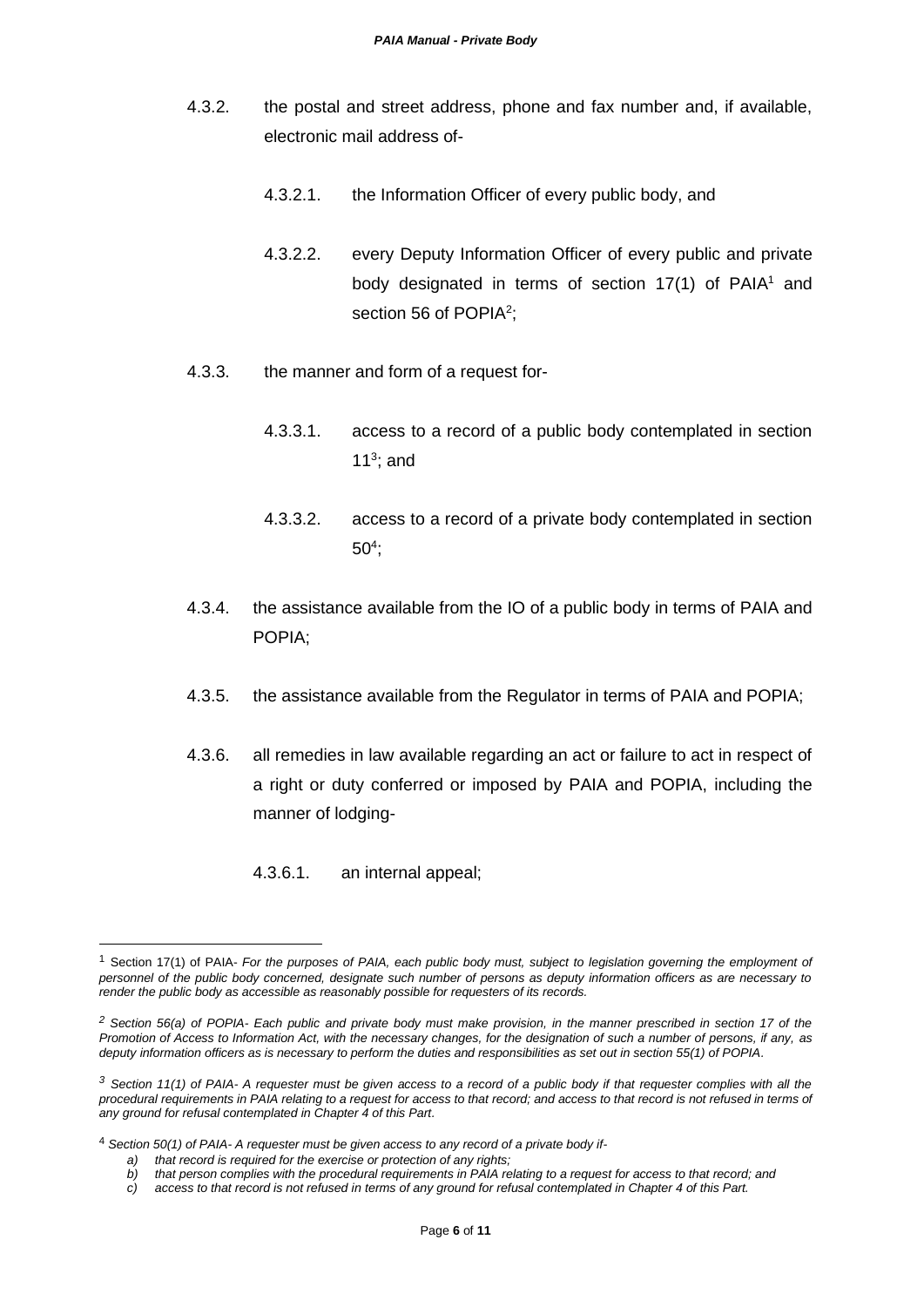4.3.2. the postal and street address, phone and fax number and, if available, electronic mail address of-

  4.3.2.1. the Information Officer of every public body, and

  4.3.2.2. every Deputy Information Officer of every public and private body designated in terms of section 17(1) of PAIA[1] and section 56 of POPIA[2];

4.3.3. the manner and form of a request for-

  4.3.3.1. access to a record of a public body contemplated in section 11[3]; and

  4.3.3.2. access to a record of a private body contemplated in section 50[4];

4.3.4. the assistance available from the IO of a public body in terms of PAIA and POPIA;

4.3.5. the assistance available from the Regulator in terms of PAIA and POPIA;

4.3.6. all remedies in law available regarding an act or failure to act in respect of a right or duty conferred or imposed by PAIA and POPIA, including the manner of lodging-

  4.3.6.1. an internal appeal;

---

[1] Section 17(1) of PAIA- *For the purposes of PAIA, each public body must, subject to legislation governing the employment of personnel of the public body concerned, designate such number of persons as deputy information officers as are necessary to render the public body as accessible as reasonably possible for requesters of its records.*

[2] *Section 56(a) of POPIA- Each public and private body must make provision, in the manner prescribed in section 17 of the Promotion of Access to Information Act, with the necessary changes, for the designation of such a number of persons, if any, as deputy information officers as is necessary to perform the duties and responsibilities as set out in section 55(1) of POPIA.*

[3] *Section 11(1) of PAIA- A requester must be given access to a record of a public body if that requester complies with all the procedural requirements in PAIA relating to a request for access to that record; and access to that record is not refused in terms of any ground for refusal contemplated in Chapter 4 of this Part.*

[4] *Section 50(1) of PAIA- A requester must be given access to any record of a private body if-*

*a) that record is required for the exercise or protection of any rights;*
*b) that person complies with the procedural requirements in PAIA relating to a request for access to that record; and*
*c) access to that record is not refused in terms of any ground for refusal contemplated in Chapter 4 of this Part.*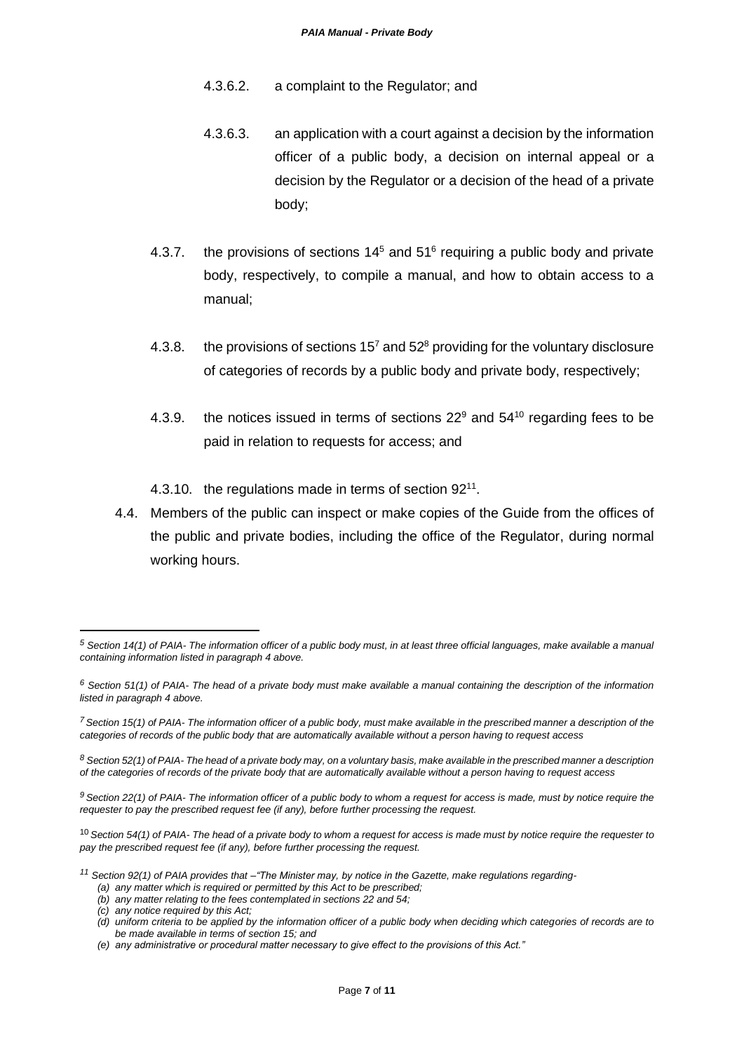4.3.6.2. a complaint to the Regulator; and

4.3.6.3. an application with a court against a decision by the information officer of a public body, a decision on internal appeal or a decision by the Regulator or a decision of the head of a private body;

4.3.7. the provisions of sections 14[5] and 51[6] requiring a public body and private body, respectively, to compile a manual, and how to obtain access to a manual;

4.3.8. the provisions of sections 15[7] and 52[8] providing for the voluntary disclosure of categories of records by a public body and private body, respectively;

4.3.9. the notices issued in terms of sections 22[9] and 54[10] regarding fees to be paid in relation to requests for access; and

4.3.10. the regulations made in terms of section 92[11].

4.4. Members of the public can inspect or make copies of the Guide from the offices of the public and private bodies, including the office of the Regulator, during normal working hours.

---

*[5] Section 14(1) of PAIA- The information officer of a public body must, in at least three official languages, make available a manual containing information listed in paragraph 4 above.*

*[6] Section 51(1) of PAIA- The head of a private body must make available a manual containing the description of the information listed in paragraph 4 above.*

*[7] Section 15(1) of PAIA- The information officer of a public body, must make available in the prescribed manner a description of the categories of records of the public body that are automatically available without a person having to request access*

*[8] Section 52(1) of PAIA- The head of a private body may, on a voluntary basis, make available in the prescribed manner a description of the categories of records of the private body that are automatically available without a person having to request access*

*[9] Section 22(1) of PAIA- The information officer of a public body to whom a request for access is made, must by notice require the requester to pay the prescribed request fee (if any), before further processing the request.*

*[10] Section 54(1) of PAIA- The head of a private body to whom a request for access is made must by notice require the requester to pay the prescribed request fee (if any), before further processing the request.*

*[11] Section 92(1) of PAIA provides that –"The Minister may, by notice in the Gazette, make regulations regarding-*

*(a) any matter which is required or permitted by this Act to be prescribed;*
*(b) any matter relating to the fees contemplated in sections 22 and 54;*
*(c) any notice required by this Act;*
*(d) uniform criteria to be applied by the information officer of a public body when deciding which categories of records are to be made available in terms of section 15; and*
*(e) any administrative or procedural matter necessary to give effect to the provisions of this Act."*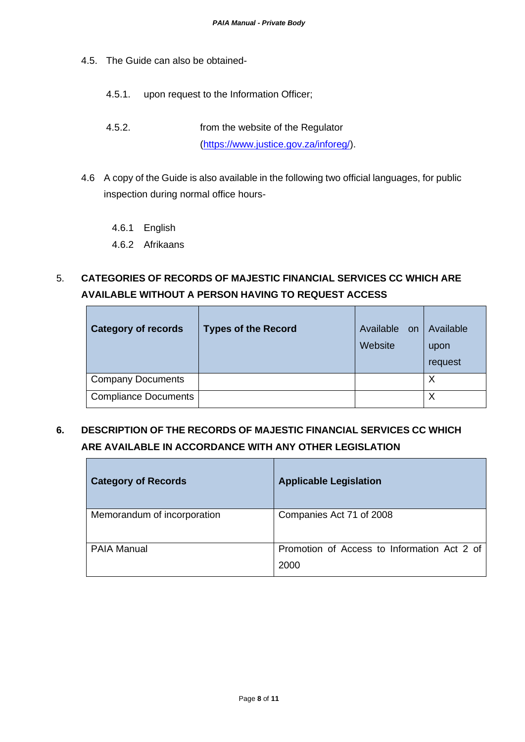4.5. The Guide can also be obtained-

4.5.1. upon request to the Information Officer;

4.5.2. from the website of the Regulator (https://www.justice.gov.za/inforeg/).

4.6 A copy of the Guide is also available in the following two official languages, for public inspection during normal office hours-

4.6.1 English

4.6.2 Afrikaans

## 5. CATEGORIES OF RECORDS OF MAJESTIC FINANCIAL SERVICES CC WHICH ARE AVAILABLE WITHOUT A PERSON HAVING TO REQUEST ACCESS

| **Category of records** | **Types of the Record** | Available on Website | Available upon request |
|---|---|---|---|
| Company Documents | | | X |
| Compliance Documents | | | X |

## 6. DESCRIPTION OF THE RECORDS OF MAJESTIC FINANCIAL SERVICES CC WHICH ARE AVAILABLE IN ACCORDANCE WITH ANY OTHER LEGISLATION

| **Category of Records** | **Applicable Legislation** |
|---|---|
| Memorandum of incorporation | Companies Act 71 of 2008 |
| PAIA Manual | Promotion of Access to Information Act 2 of 2000 |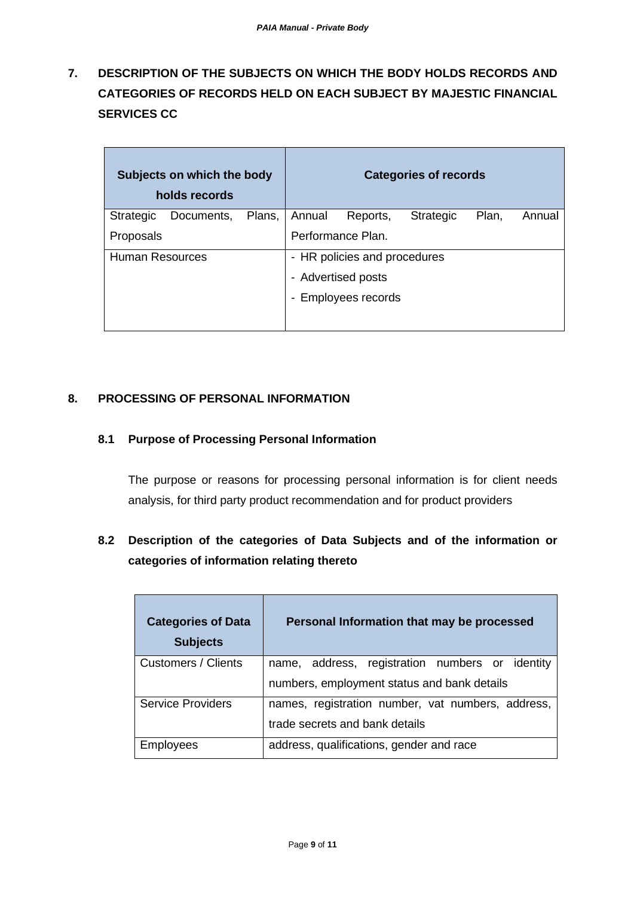## 7. DESCRIPTION OF THE SUBJECTS ON WHICH THE BODY HOLDS RECORDS AND CATEGORIES OF RECORDS HELD ON EACH SUBJECT BY MAJESTIC FINANCIAL SERVICES CC

| Subjects on which the body holds records | Categories of records |
|---|---|
| Strategic Documents, Plans, Proposals | Annual Reports, Strategic Plan, Annual Performance Plan. |
| Human Resources | - HR policies and procedures<br>- Advertised posts<br>- Employees records |

## 8. PROCESSING OF PERSONAL INFORMATION

### 8.1 Purpose of Processing Personal Information

The purpose or reasons for processing personal information is for client needs analysis, for third party product recommendation and for product providers

### 8.2 Description of the categories of Data Subjects and of the information or categories of information relating thereto

| Categories of Data Subjects | Personal Information that may be processed |
|---|---|
| Customers / Clients | name, address, registration numbers or identity numbers, employment status and bank details |
| Service Providers | names, registration number, vat numbers, address, trade secrets and bank details |
| Employees | address, qualifications, gender and race |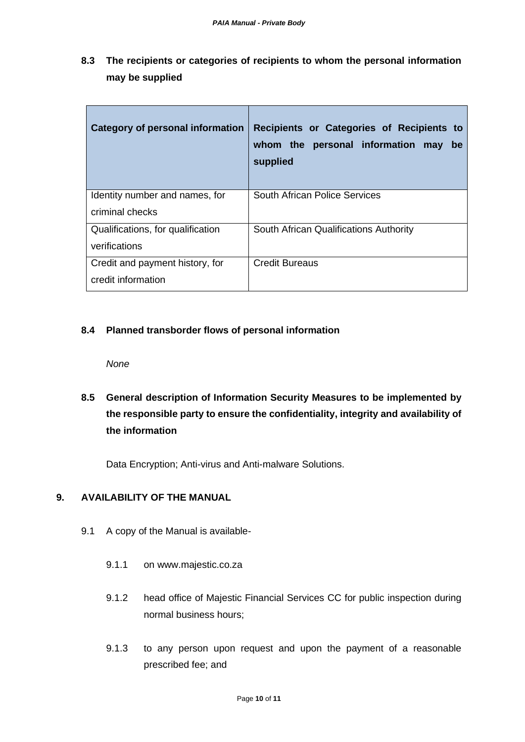### 8.3 The recipients or categories of recipients to whom the personal information may be supplied

| Category of personal information | Recipients or Categories of Recipients to whom the personal information may be supplied |
|---|---|
| Identity number and names, for criminal checks | South African Police Services |
| Qualifications, for qualification verifications | South African Qualifications Authority |
| Credit and payment history, for credit information | Credit Bureaus |

### 8.4 Planned transborder flows of personal information

*None*

### 8.5 General description of Information Security Measures to be implemented by the responsible party to ensure the confidentiality, integrity and availability of the information

Data Encryption; Anti-virus and Anti-malware Solutions.

## 9. AVAILABILITY OF THE MANUAL

9.1 A copy of the Manual is available-

9.1.1 on www.majestic.co.za

9.1.2 head office of Majestic Financial Services CC for public inspection during normal business hours;

9.1.3 to any person upon request and upon the payment of a reasonable prescribed fee; and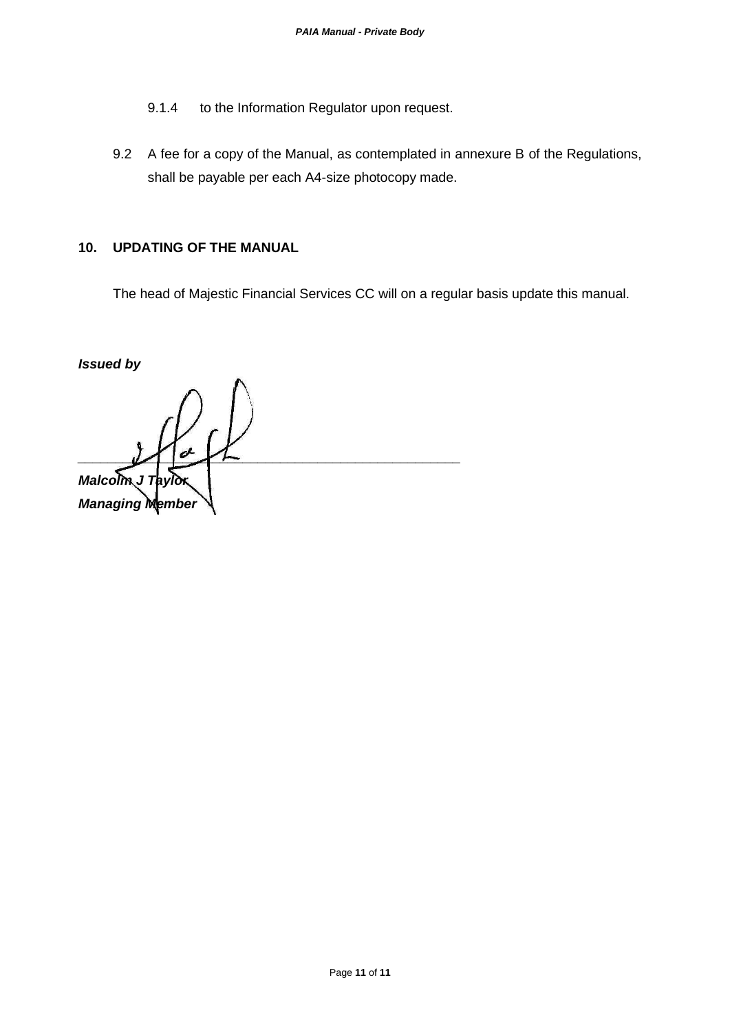9.1.4 to the Information Regulator upon request.

9.2 A fee for a copy of the Manual, as contemplated in annexure B of the Regulations, shall be payable per each A4-size photocopy made.

## 10. UPDATING OF THE MANUAL

The head of Majestic Financial Services CC will on a regular basis update this manual.

***Issued by***

______________________________

***Malcolm J Taylor***
***Managing Member***